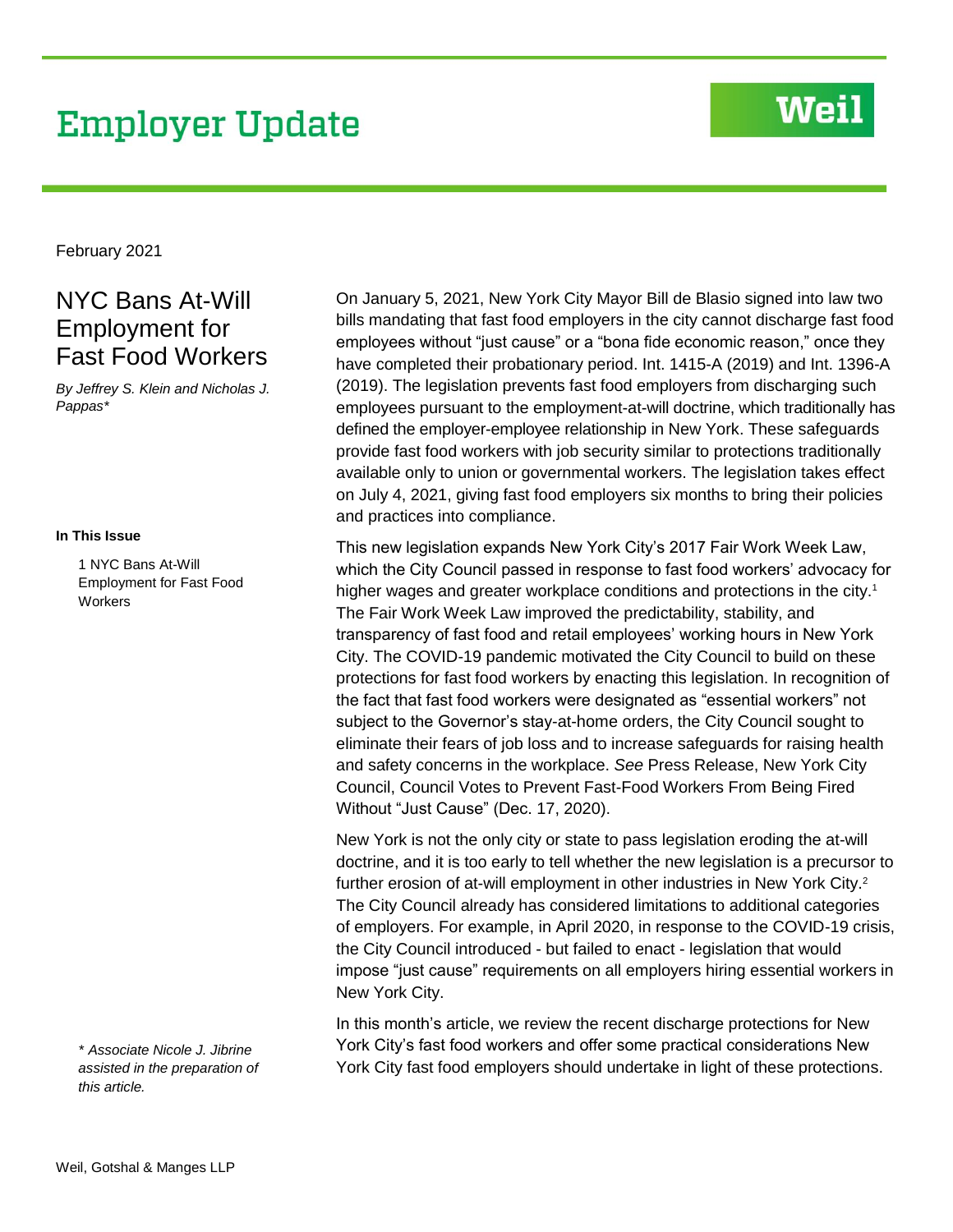# Employer Update

February 2021

## NYC Bans At-Will Employment for Fast Food Workers

*By Jeffrey S. Klein and Nicholas J. Pappas**

**In This Issue**

1 NYC Bans At-Will Employment for Fast Food Workers

*\* Associate Nicole J. Jibrine assisted in the preparation of this article.*

On January 5, 2021, New York City Mayor Bill de Blasio signed into law two bills mandating that fast food employers in the city cannot discharge fast food employees without "just cause" or a "bona fide economic reason," once they have completed their probationary period. Int. 1415-A (2019) and Int. 1396-A (2019). The legislation prevents fast food employers from discharging such employees pursuant to the employment-at-will doctrine, which traditionally has defined the employer-employee relationship in New York. These safeguards provide fast food workers with job security similar to protections traditionally available only to union or governmental workers. The legislation takes effect on July 4, 2021, giving fast food employers six months to bring their policies and practices into compliance.

This new legislation expands New York City's 2017 Fair Work Week Law, which the City Council passed in response to fast food workers' advocacy for higher wages and greater workplace conditions and protections in the city.[1] The Fair Work Week Law improved the predictability, stability, and transparency of fast food and retail employees' working hours in New York City. The COVID-19 pandemic motivated the City Council to build on these protections for fast food workers by enacting this legislation. In recognition of the fact that fast food workers were designated as "essential workers" not subject to the Governor's stay-at-home orders, the City Council sought to eliminate their fears of job loss and to increase safeguards for raising health and safety concerns in the workplace. *See* Press Release, New York City Council, Council Votes to Prevent Fast-Food Workers From Being Fired Without "Just Cause" (Dec. 17, 2020).

New York is not the only city or state to pass legislation eroding the at-will doctrine, and it is too early to tell whether the new legislation is a precursor to further erosion of at-will employment in other industries in New York City.[2] The City Council already has considered limitations to additional categories of employers. For example, in April 2020, in response to the COVID-19 crisis, the City Council introduced - but failed to enact - legislation that would impose "just cause" requirements on all employers hiring essential workers in New York City.

In this month's article, we review the recent discharge protections for New York City's fast food workers and offer some practical considerations New York City fast food employers should undertake in light of these protections.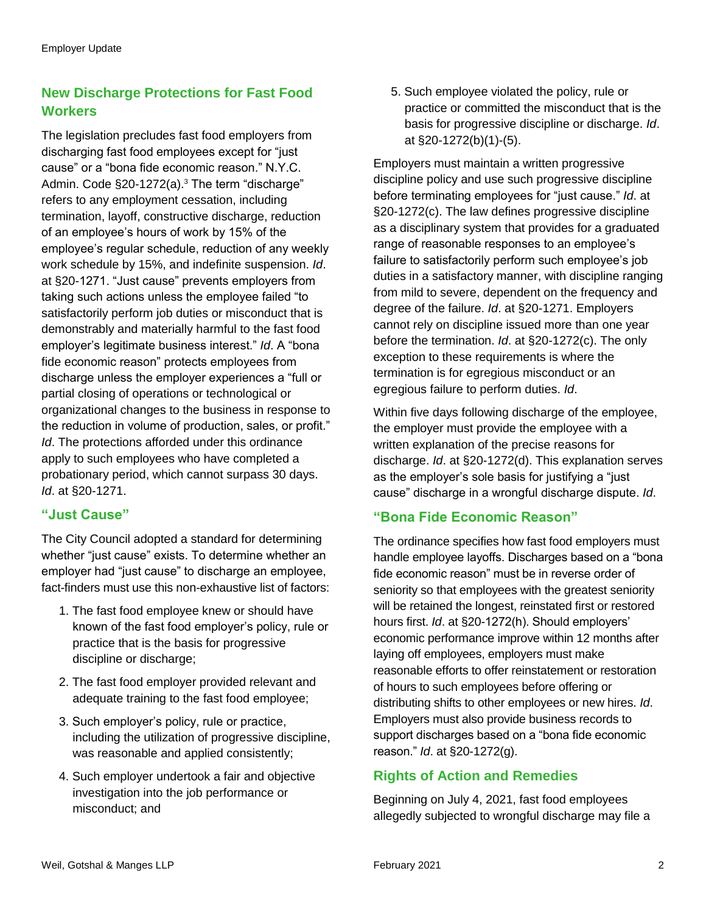## New Discharge Protections for Fast Food Workers

The legislation precludes fast food employers from discharging fast food employees except for "just cause" or a "bona fide economic reason." N.Y.C. Admin. Code §20-1272(a).[3] The term "discharge" refers to any employment cessation, including termination, layoff, constructive discharge, reduction of an employee's hours of work by 15% of the employee's regular schedule, reduction of any weekly work schedule by 15%, and indefinite suspension. *Id*. at §20-1271. "Just cause" prevents employers from taking such actions unless the employee failed "to satisfactorily perform job duties or misconduct that is demonstrably and materially harmful to the fast food employer's legitimate business interest." *Id*. A "bona fide economic reason" protects employees from discharge unless the employer experiences a "full or partial closing of operations or technological or organizational changes to the business in response to the reduction in volume of production, sales, or profit." *Id*. The protections afforded under this ordinance apply to such employees who have completed a probationary period, which cannot surpass 30 days. *Id*. at §20-1271.

### "Just Cause"

The City Council adopted a standard for determining whether "just cause" exists. To determine whether an employer had "just cause" to discharge an employee, fact-finders must use this non-exhaustive list of factors:

1. The fast food employee knew or should have known of the fast food employer's policy, rule or practice that is the basis for progressive discipline or discharge;
2. The fast food employer provided relevant and adequate training to the fast food employee;
3. Such employer's policy, rule or practice, including the utilization of progressive discipline, was reasonable and applied consistently;
4. Such employer undertook a fair and objective investigation into the job performance or misconduct; and
5. Such employee violated the policy, rule or practice or committed the misconduct that is the basis for progressive discipline or discharge. *Id*. at §20-1272(b)(1)-(5).

Employers must maintain a written progressive discipline policy and use such progressive discipline before terminating employees for "just cause." *Id*. at §20-1272(c). The law defines progressive discipline as a disciplinary system that provides for a graduated range of reasonable responses to an employee's failure to satisfactorily perform such employee's job duties in a satisfactory manner, with discipline ranging from mild to severe, dependent on the frequency and degree of the failure. *Id*. at §20-1271. Employers cannot rely on discipline issued more than one year before the termination. *Id*. at §20-1272(c). The only exception to these requirements is where the termination is for egregious misconduct or an egregious failure to perform duties. *Id*.

Within five days following discharge of the employee, the employer must provide the employee with a written explanation of the precise reasons for discharge. *Id*. at §20-1272(d). This explanation serves as the employer's sole basis for justifying a "just cause" discharge in a wrongful discharge dispute. *Id*.

### "Bona Fide Economic Reason"

The ordinance specifies how fast food employers must handle employee layoffs. Discharges based on a "bona fide economic reason" must be in reverse order of seniority so that employees with the greatest seniority will be retained the longest, reinstated first or restored hours first. *Id*. at §20-1272(h). Should employers' economic performance improve within 12 months after laying off employees, employers must make reasonable efforts to offer reinstatement or restoration of hours to such employees before offering or distributing shifts to other employees or new hires. *Id*. Employers must also provide business records to support discharges based on a "bona fide economic reason." *Id*. at §20-1272(g).

### Rights of Action and Remedies

Beginning on July 4, 2021, fast food employees allegedly subjected to wrongful discharge may file a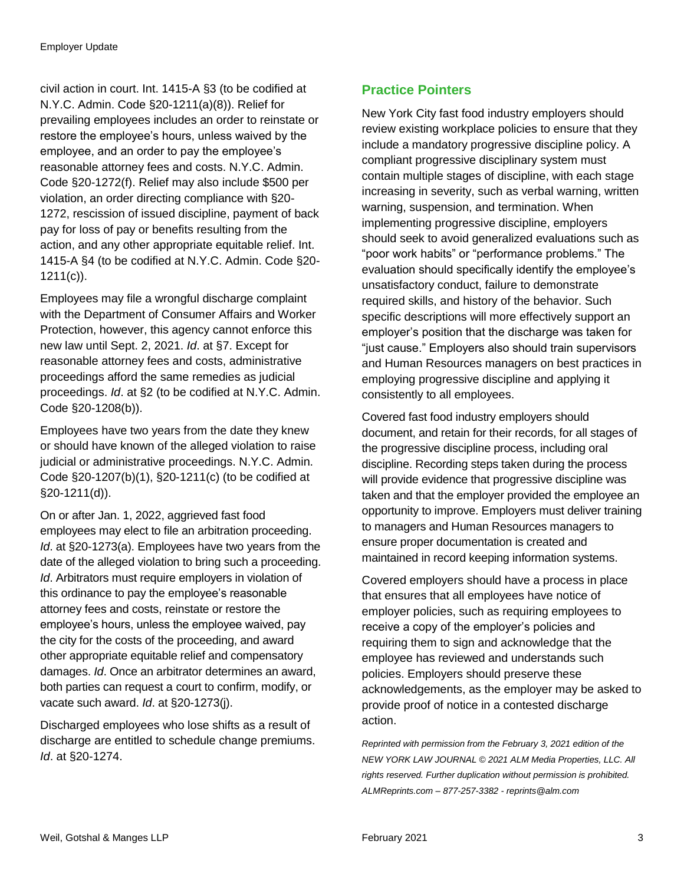civil action in court. Int. 1415-A §3 (to be codified at N.Y.C. Admin. Code §20-1211(a)(8)). Relief for prevailing employees includes an order to reinstate or restore the employee's hours, unless waived by the employee, and an order to pay the employee's reasonable attorney fees and costs. N.Y.C. Admin. Code §20-1272(f). Relief may also include $500 per violation, an order directing compliance with §20-1272, rescission of issued discipline, payment of back pay for loss of pay or benefits resulting from the action, and any other appropriate equitable relief. Int. 1415-A §4 (to be codified at N.Y.C. Admin. Code §20-1211(c)).

Employees may file a wrongful discharge complaint with the Department of Consumer Affairs and Worker Protection, however, this agency cannot enforce this new law until Sept. 2, 2021. *Id*. at §7. Except for reasonable attorney fees and costs, administrative proceedings afford the same remedies as judicial proceedings. *Id*. at §2 (to be codified at N.Y.C. Admin. Code §20-1208(b)).

Employees have two years from the date they knew or should have known of the alleged violation to raise judicial or administrative proceedings. N.Y.C. Admin. Code §20-1207(b)(1), §20-1211(c) (to be codified at §20-1211(d)).

On or after Jan. 1, 2022, aggrieved fast food employees may elect to file an arbitration proceeding. *Id*. at §20-1273(a). Employees have two years from the date of the alleged violation to bring such a proceeding. *Id*. Arbitrators must require employers in violation of this ordinance to pay the employee's reasonable attorney fees and costs, reinstate or restore the employee's hours, unless the employee waived, pay the city for the costs of the proceeding, and award other appropriate equitable relief and compensatory damages. *Id*. Once an arbitrator determines an award, both parties can request a court to confirm, modify, or vacate such award. *Id*. at §20-1273(j).

Discharged employees who lose shifts as a result of discharge are entitled to schedule change premiums. *Id*. at §20-1274.

## Practice Pointers

New York City fast food industry employers should review existing workplace policies to ensure that they include a mandatory progressive discipline policy. A compliant progressive disciplinary system must contain multiple stages of discipline, with each stage increasing in severity, such as verbal warning, written warning, suspension, and termination. When implementing progressive discipline, employers should seek to avoid generalized evaluations such as "poor work habits" or "performance problems." The evaluation should specifically identify the employee's unsatisfactory conduct, failure to demonstrate required skills, and history of the behavior. Such specific descriptions will more effectively support an employer's position that the discharge was taken for "just cause." Employers also should train supervisors and Human Resources managers on best practices in employing progressive discipline and applying it consistently to all employees.

Covered fast food industry employers should document, and retain for their records, for all stages of the progressive discipline process, including oral discipline. Recording steps taken during the process will provide evidence that progressive discipline was taken and that the employer provided the employee an opportunity to improve. Employers must deliver training to managers and Human Resources managers to ensure proper documentation is created and maintained in record keeping information systems.

Covered employers should have a process in place that ensures that all employees have notice of employer policies, such as requiring employees to receive a copy of the employer's policies and requiring them to sign and acknowledge that the employee has reviewed and understands such policies. Employers should preserve these acknowledgements, as the employer may be asked to provide proof of notice in a contested discharge action.

*Reprinted with permission from the February 3, 2021 edition of the NEW YORK LAW JOURNAL © 2021 ALM Media Properties, LLC. All rights reserved. Further duplication without permission is prohibited. ALMReprints.com – 877-257-3382 - reprints@alm.com*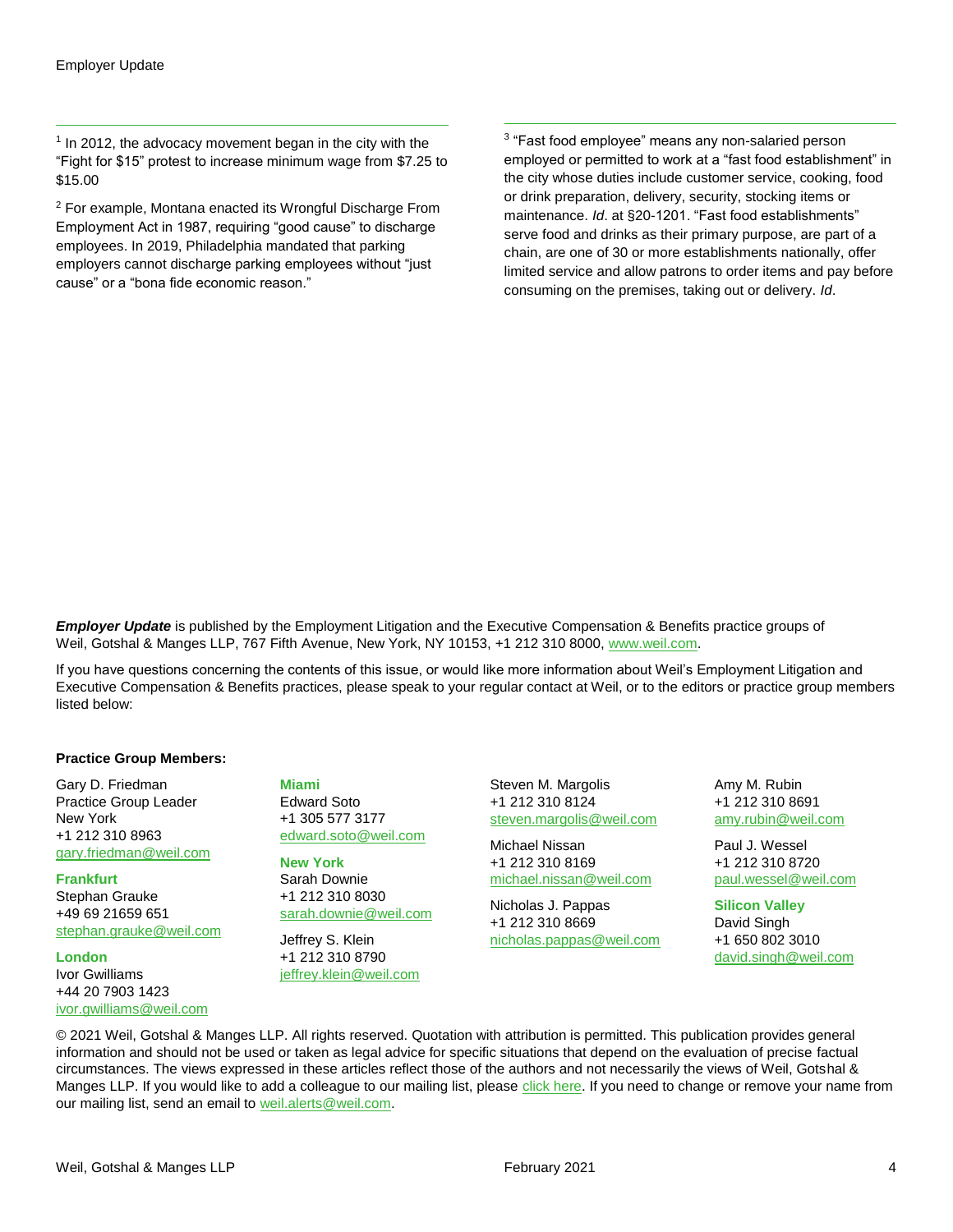[1] In 2012, the advocacy movement began in the city with the "Fight for $15" protest to increase minimum wage from $7.25 to $15.00

[2] For example, Montana enacted its Wrongful Discharge From Employment Act in 1987, requiring "good cause" to discharge employees. In 2019, Philadelphia mandated that parking employers cannot discharge parking employees without "just cause" or a "bona fide economic reason."

[3] "Fast food employee" means any non-salaried person employed or permitted to work at a "fast food establishment" in the city whose duties include customer service, cooking, food or drink preparation, delivery, security, stocking items or maintenance. *Id*. at §20-1201. "Fast food establishments" serve food and drinks as their primary purpose, are part of a chain, are one of 30 or more establishments nationally, offer limited service and allow patrons to order items and pay before consuming on the premises, taking out or delivery. *Id*.

***Employer Update*** is published by the Employment Litigation and the Executive Compensation & Benefits practice groups of Weil, Gotshal & Manges LLP, 767 Fifth Avenue, New York, NY 10153, +1 212 310 8000, www.weil.com.

If you have questions concerning the contents of this issue, or would like more information about Weil's Employment Litigation and Executive Compensation & Benefits practices, please speak to your regular contact at Weil, or to the editors or practice group members listed below:

**Practice Group Members:**

Gary D. Friedman
Practice Group Leader
New York
+1 212 310 8963
gary.friedman@weil.com

**Frankfurt**
Stephan Grauke
+49 69 21659 651
stephan.grauke@weil.com

**London**
Ivor Gwilliams
+44 20 7903 1423
ivor.gwilliams@weil.com

**Miami**
Edward Soto
+1 305 577 3177
edward.soto@weil.com

**New York**
Sarah Downie
+1 212 310 8030
sarah.downie@weil.com

Jeffrey S. Klein
+1 212 310 8790
jeffrey.klein@weil.com

Steven M. Margolis
+1 212 310 8124
steven.margolis@weil.com

Michael Nissan
+1 212 310 8169
michael.nissan@weil.com

Nicholas J. Pappas
+1 212 310 8669
nicholas.pappas@weil.com

Amy M. Rubin
+1 212 310 8691
amy.rubin@weil.com

Paul J. Wessel
+1 212 310 8720
paul.wessel@weil.com

**Silicon Valley**
David Singh
+1 650 802 3010
david.singh@weil.com

© 2021 Weil, Gotshal & Manges LLP. All rights reserved. Quotation with attribution is permitted. This publication provides general information and should not be used or taken as legal advice for specific situations that depend on the evaluation of precise factual circumstances. The views expressed in these articles reflect those of the authors and not necessarily the views of Weil, Gotshal & Manges LLP. If you would like to add a colleague to our mailing list, please click here. If you need to change or remove your name from our mailing list, send an email to weil.alerts@weil.com.